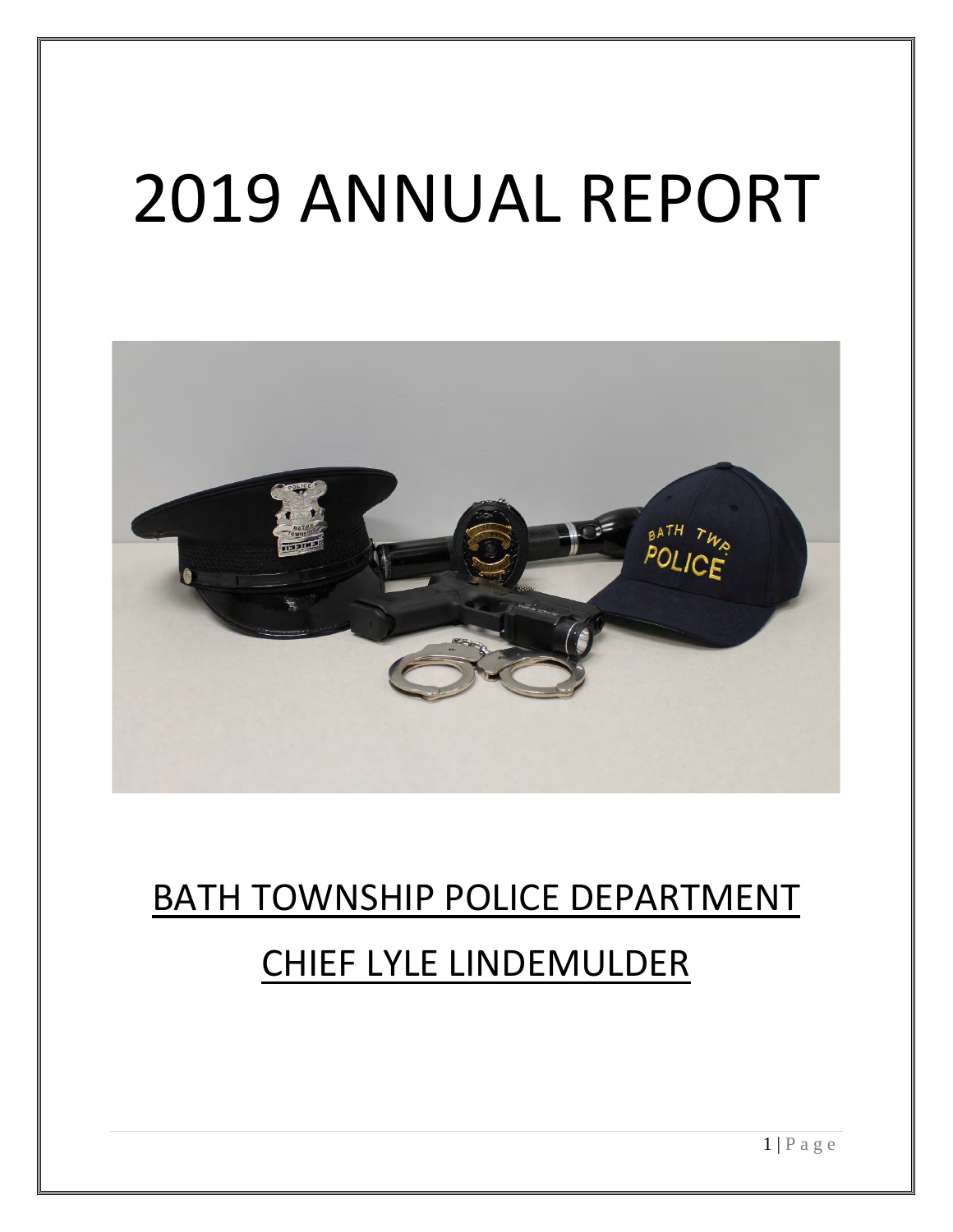# 2019 ANNUAL REPORT

BATH TOWNSHIP POLICE DEPARTMENT

CHIEF LYLE LINDEMULDER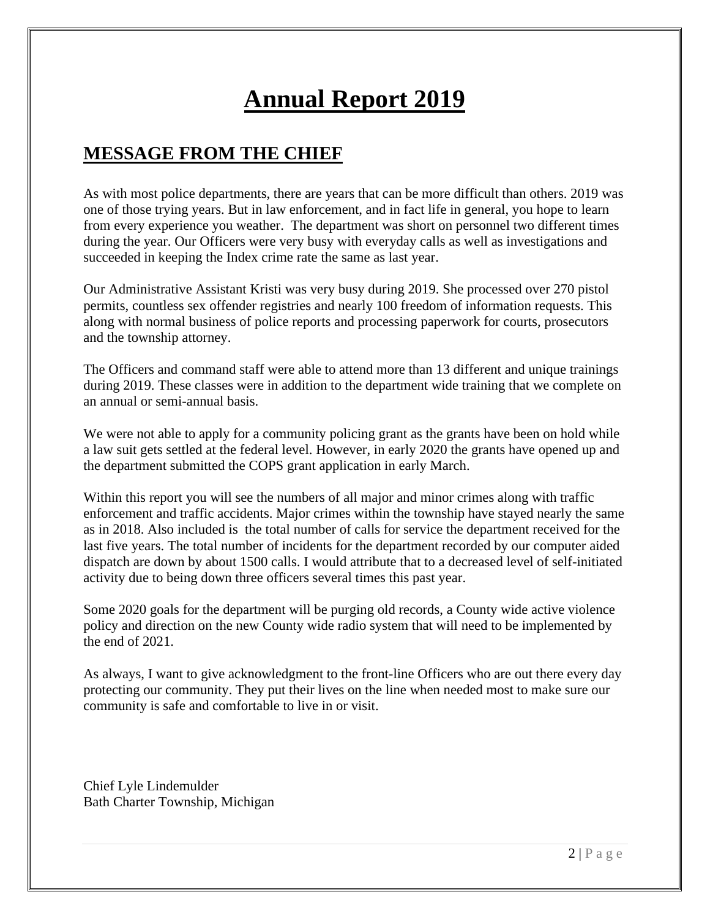# Annual Report 2019

## MESSAGE FROM THE CHIEF

As with most police departments, there are years that can be more difficult than others. 2019 was one of those trying years. But in law enforcement, and in fact life in general, you hope to learn from every experience you weather. The department was short on personnel two different times during the year. Our Officers were very busy with everyday calls as well as investigations and succeeded in keeping the Index crime rate the same as last year.

Our Administrative Assistant Kristi was very busy during 2019. She processed over 270 pistol permits, countless sex offender registries and nearly 100 freedom of information requests. This along with normal business of police reports and processing paperwork for courts, prosecutors and the township attorney.

The Officers and command staff were able to attend more than 13 different and unique trainings during 2019. These classes were in addition to the department wide training that we complete on an annual or semi-annual basis.

We were not able to apply for a community policing grant as the grants have been on hold while a law suit gets settled at the federal level. However, in early 2020 the grants have opened up and the department submitted the COPS grant application in early March.

Within this report you will see the numbers of all major and minor crimes along with traffic enforcement and traffic accidents. Major crimes within the township have stayed nearly the same as in 2018. Also included is the total number of calls for service the department received for the last five years. The total number of incidents for the department recorded by our computer aided dispatch are down by about 1500 calls. I would attribute that to a decreased level of self-initiated activity due to being down three officers several times this past year.

Some 2020 goals for the department will be purging old records, a County wide active violence policy and direction on the new County wide radio system that will need to be implemented by the end of 2021.

As always, I want to give acknowledgment to the front-line Officers who are out there every day protecting our community. They put their lives on the line when needed most to make sure our community is safe and comfortable to live in or visit.

Chief Lyle Lindemulder
Bath Charter Township, Michigan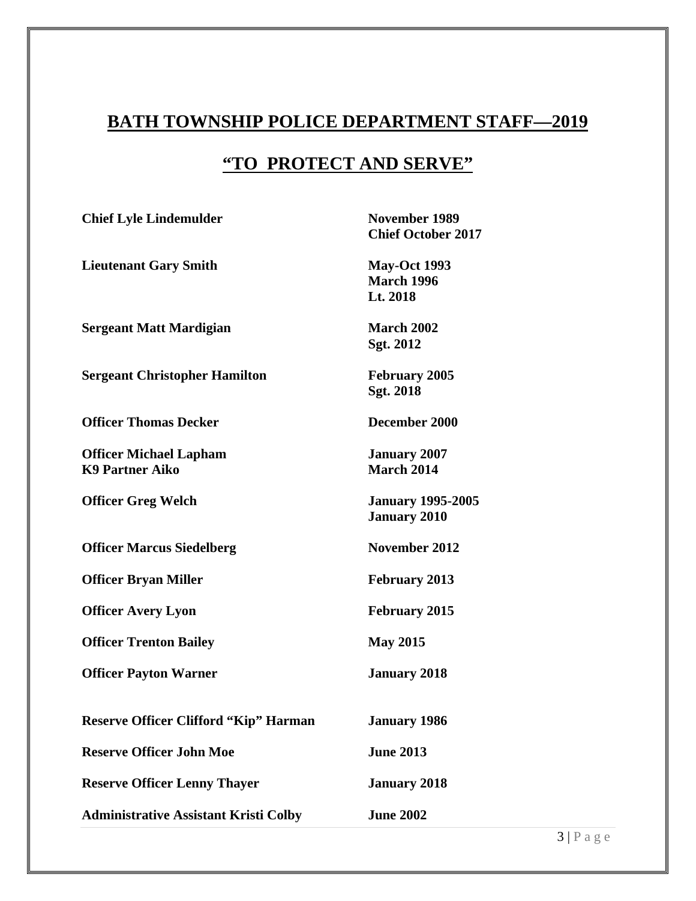## BATH TOWNSHIP POLICE DEPARTMENT STAFF—2019

## "TO PROTECT AND SERVE"

| | |
|---|---|
| **Chief Lyle Lindemulder** | **November 1989**<br>**Chief October 2017** |
| **Lieutenant Gary Smith** | **May-Oct 1993**<br>**March 1996**<br>**Lt. 2018** |
| **Sergeant Matt Mardigian** | **March 2002**<br>**Sgt. 2012** |
| **Sergeant Christopher Hamilton** | **February 2005**<br>**Sgt. 2018** |
| **Officer Thomas Decker** | **December 2000** |
| **Officer Michael Lapham**<br>**K9 Partner Aiko** | **January 2007**<br>**March 2014** |
| **Officer Greg Welch** | **January 1995-2005**<br>**January 2010** |
| **Officer Marcus Siedelberg** | **November 2012** |
| **Officer Bryan Miller** | **February 2013** |
| **Officer Avery Lyon** | **February 2015** |
| **Officer Trenton Bailey** | **May 2015** |
| **Officer Payton Warner** | **January 2018** |
| **Reserve Officer Clifford "Kip" Harman** | **January 1986** |
| **Reserve Officer John Moe** | **June 2013** |
| **Reserve Officer Lenny Thayer** | **January 2018** |
| **Administrative Assistant Kristi Colby** | **June 2002** |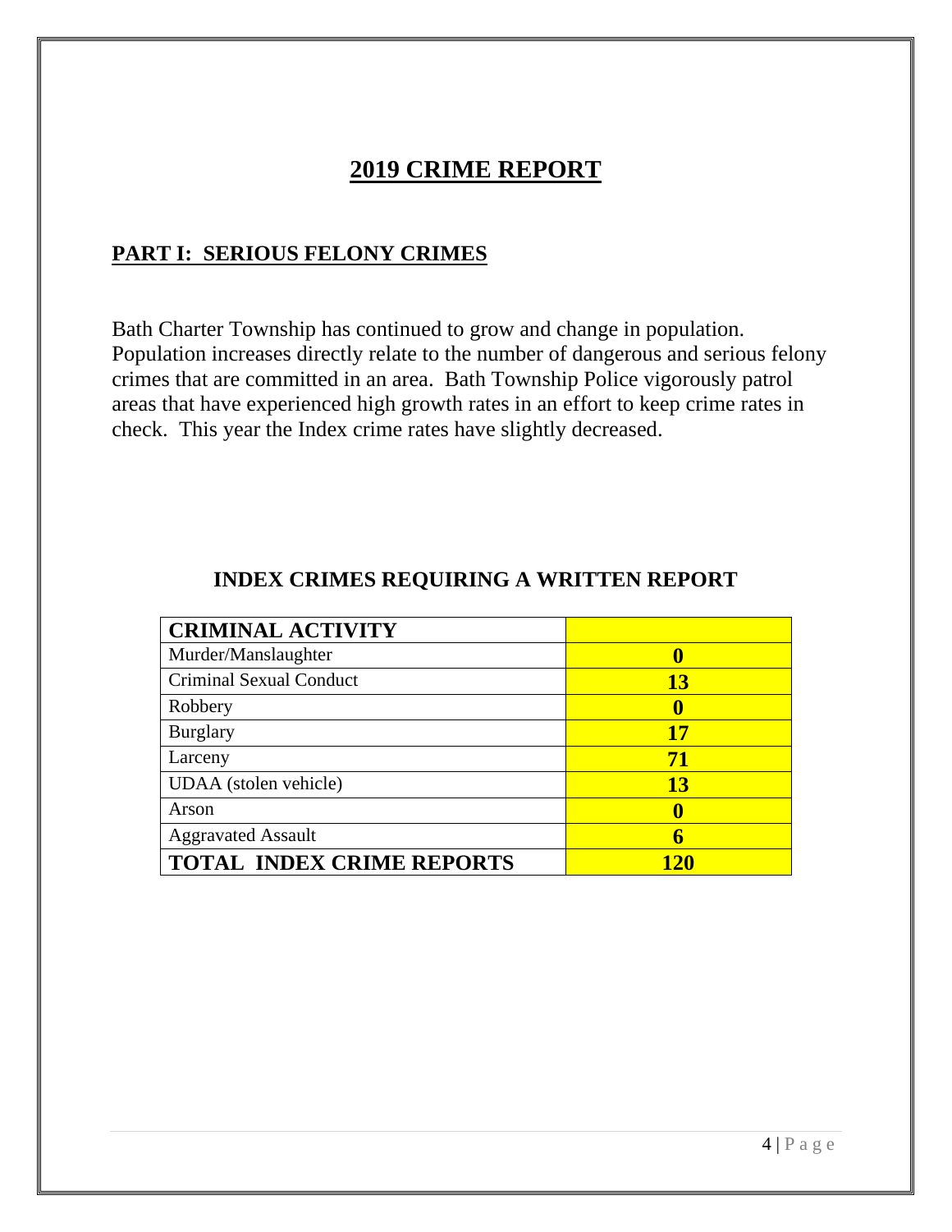# 2019 CRIME REPORT

## PART I: SERIOUS FELONY CRIMES

Bath Charter Township has continued to grow and change in population. Population increases directly relate to the number of dangerous and serious felony crimes that are committed in an area. Bath Township Police vigorously patrol areas that have experienced high growth rates in an effort to keep crime rates in check. This year the Index crime rates have slightly decreased.

### INDEX CRIMES REQUIRING A WRITTEN REPORT

| CRIMINAL ACTIVITY | |
|---|---|
| Murder/Manslaughter | **0** |
| Criminal Sexual Conduct | **13** |
| Robbery | **0** |
| Burglary | **17** |
| Larceny | **71** |
| UDAA (stolen vehicle) | **13** |
| Arson | **0** |
| Aggravated Assault | **6** |
| **TOTAL INDEX CRIME REPORTS** | **120** |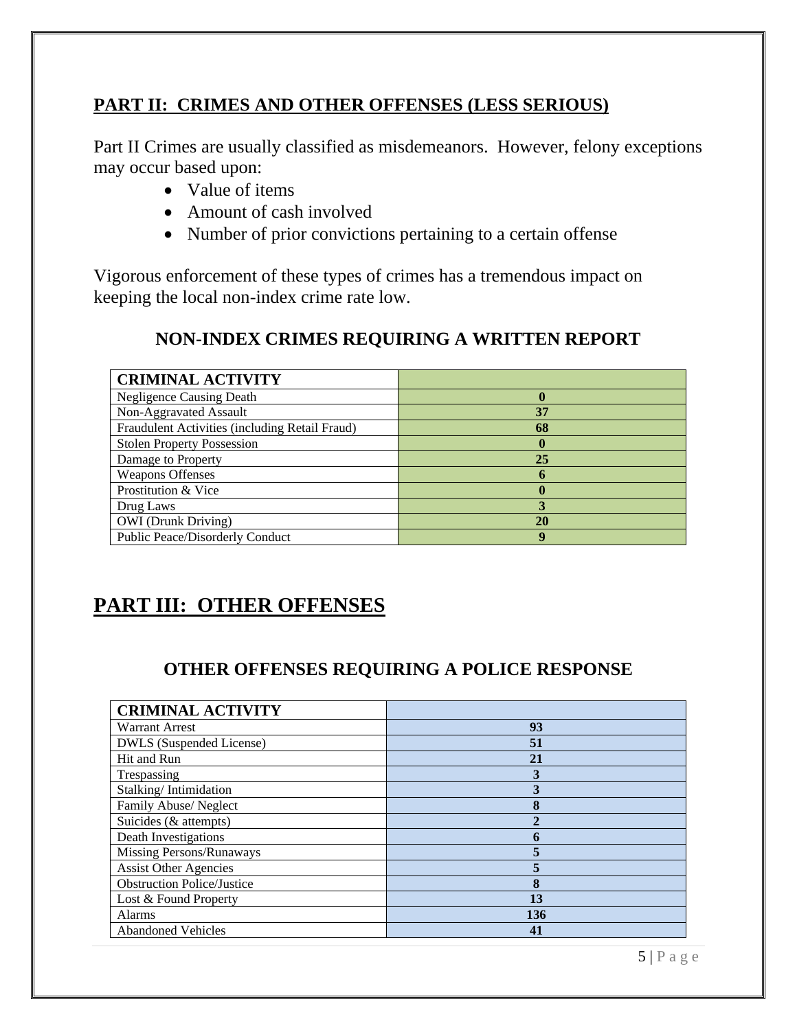## PART II: CRIMES AND OTHER OFFENSES (LESS SERIOUS)

Part II Crimes are usually classified as misdemeanors. However, felony exceptions may occur based upon:

- Value of items
- Amount of cash involved
- Number of prior convictions pertaining to a certain offense

Vigorous enforcement of these types of crimes has a tremendous impact on keeping the local non-index crime rate low.

### NON-INDEX CRIMES REQUIRING A WRITTEN REPORT

| CRIMINAL ACTIVITY | |
|---|---|
| Negligence Causing Death | **0** |
| Non-Aggravated Assault | **37** |
| Fraudulent Activities (including Retail Fraud) | **68** |
| Stolen Property Possession | **0** |
| Damage to Property | **25** |
| Weapons Offenses | **6** |
| Prostitution & Vice | **0** |
| Drug Laws | **3** |
| OWI (Drunk Driving) | **20** |
| Public Peace/Disorderly Conduct | **9** |

## PART III: OTHER OFFENSES

### OTHER OFFENSES REQUIRING A POLICE RESPONSE

| CRIMINAL ACTIVITY | |
|---|---|
| Warrant Arrest | **93** |
| DWLS (Suspended License) | **51** |
| Hit and Run | **21** |
| Trespassing | **3** |
| Stalking/ Intimidation | **3** |
| Family Abuse/ Neglect | **8** |
| Suicides (& attempts) | **2** |
| Death Investigations | **6** |
| Missing Persons/Runaways | **5** |
| Assist Other Agencies | **5** |
| Obstruction Police/Justice | **8** |
| Lost & Found Property | **13** |
| Alarms | **136** |
| Abandoned Vehicles | **41** |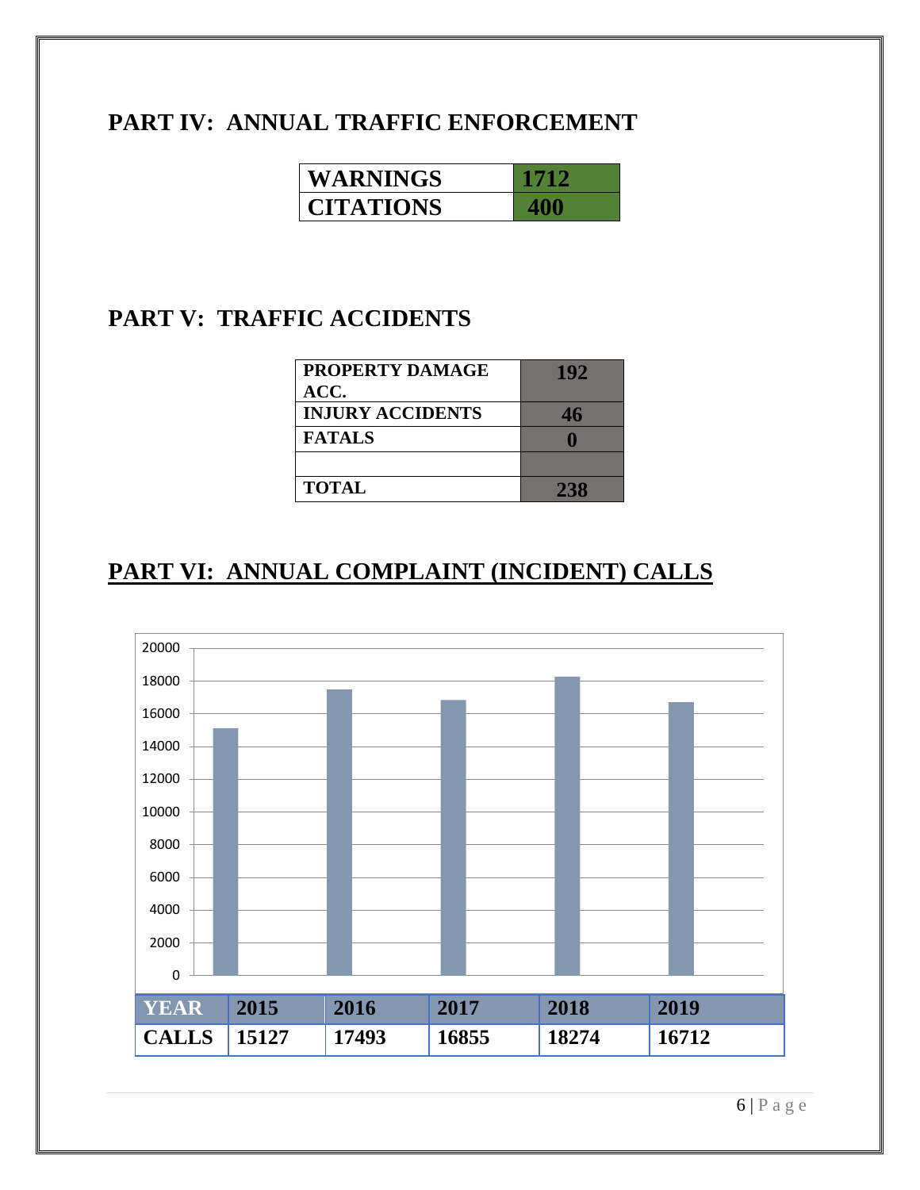## PART IV: ANNUAL TRAFFIC ENFORCEMENT

| | |
|---|---|
| WARNINGS | 1712 |
| CITATIONS | 400 |

## PART V: TRAFFIC ACCIDENTS

| | |
|---|---|
| PROPERTY DAMAGE ACC. | 192 |
| INJURY ACCIDENTS | 46 |
| FATALS | 0 |
| | |
| TOTAL | 238 |

## PART VI: ANNUAL COMPLAINT (INCIDENT) CALLS

| YEAR | 2015 | 2016 | 2017 | 2018 | 2019 |
|---|---|---|---|---|---|
| CALLS | 15127 | 17493 | 16855 | 18274 | 16712 |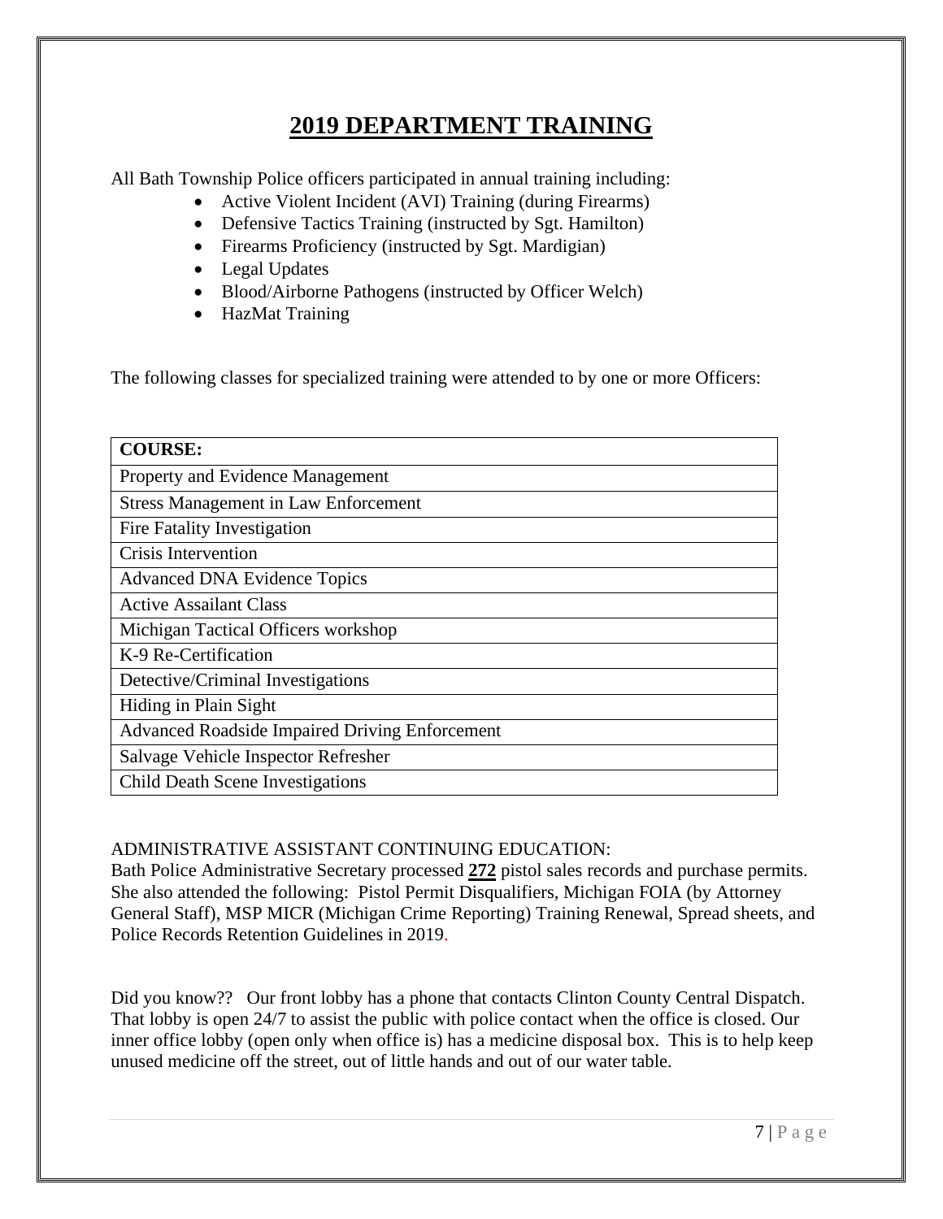# 2019 DEPARTMENT TRAINING

All Bath Township Police officers participated in annual training including:

- Active Violent Incident (AVI) Training (during Firearms)
- Defensive Tactics Training (instructed by Sgt. Hamilton)
- Firearms Proficiency (instructed by Sgt. Mardigian)
- Legal Updates
- Blood/Airborne Pathogens (instructed by Officer Welch)
- HazMat Training

The following classes for specialized training were attended to by one or more Officers:

| COURSE: |
| --- |
| Property and Evidence Management |
| Stress Management in Law Enforcement |
| Fire Fatality Investigation |
| Crisis Intervention |
| Advanced DNA Evidence Topics |
| Active Assailant Class |
| Michigan Tactical Officers workshop |
| K-9 Re-Certification |
| Detective/Criminal Investigations |
| Hiding in Plain Sight |
| Advanced Roadside Impaired Driving Enforcement |
| Salvage Vehicle Inspector Refresher |
| Child Death Scene Investigations |

ADMINISTRATIVE ASSISTANT CONTINUING EDUCATION:
Bath Police Administrative Secretary processed **272** pistol sales records and purchase permits. She also attended the following: Pistol Permit Disqualifiers, Michigan FOIA (by Attorney General Staff), MSP MICR (Michigan Crime Reporting) Training Renewal, Spread sheets, and Police Records Retention Guidelines in 2019.

Did you know?? Our front lobby has a phone that contacts Clinton County Central Dispatch. That lobby is open 24/7 to assist the public with police contact when the office is closed. Our inner office lobby (open only when office is) has a medicine disposal box. This is to help keep unused medicine off the street, out of little hands and out of our water table.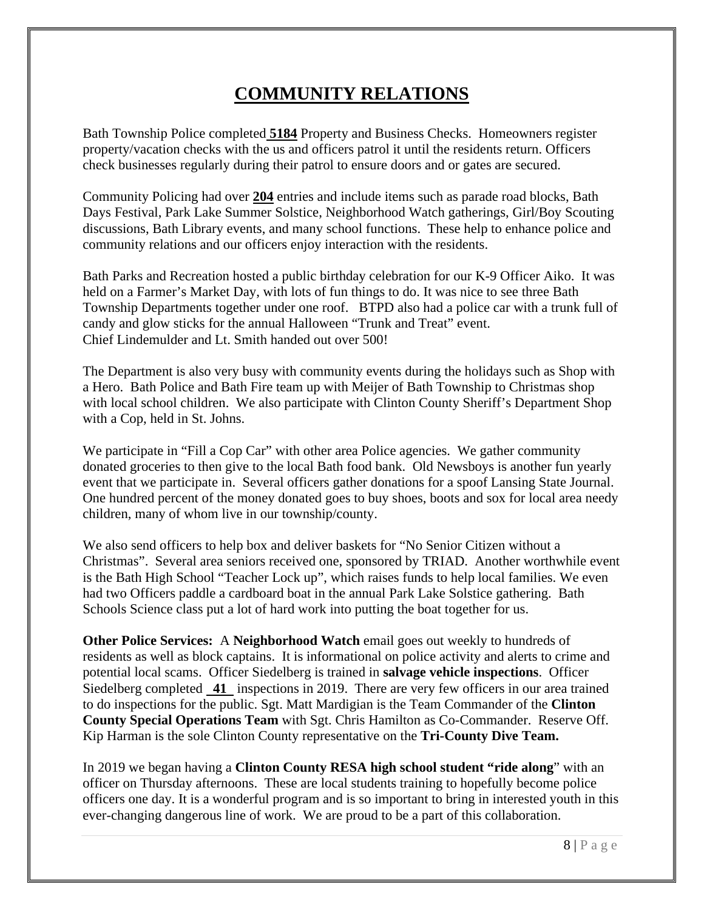# COMMUNITY RELATIONS

Bath Township Police completed **5184** Property and Business Checks. Homeowners register property/vacation checks with the us and officers patrol it until the residents return. Officers check businesses regularly during their patrol to ensure doors and or gates are secured.

Community Policing had over **204** entries and include items such as parade road blocks, Bath Days Festival, Park Lake Summer Solstice, Neighborhood Watch gatherings, Girl/Boy Scouting discussions, Bath Library events, and many school functions. These help to enhance police and community relations and our officers enjoy interaction with the residents.

Bath Parks and Recreation hosted a public birthday celebration for our K-9 Officer Aiko. It was held on a Farmer's Market Day, with lots of fun things to do. It was nice to see three Bath Township Departments together under one roof. BTPD also had a police car with a trunk full of candy and glow sticks for the annual Halloween "Trunk and Treat" event.
Chief Lindemulder and Lt. Smith handed out over 500!

The Department is also very busy with community events during the holidays such as Shop with a Hero. Bath Police and Bath Fire team up with Meijer of Bath Township to Christmas shop with local school children. We also participate with Clinton County Sheriff's Department Shop with a Cop, held in St. Johns.

We participate in "Fill a Cop Car" with other area Police agencies. We gather community donated groceries to then give to the local Bath food bank. Old Newsboys is another fun yearly event that we participate in. Several officers gather donations for a spoof Lansing State Journal. One hundred percent of the money donated goes to buy shoes, boots and sox for local area needy children, many of whom live in our township/county.

We also send officers to help box and deliver baskets for "No Senior Citizen without a Christmas". Several area seniors received one, sponsored by TRIAD. Another worthwhile event is the Bath High School "Teacher Lock up", which raises funds to help local families. We even had two Officers paddle a cardboard boat in the annual Park Lake Solstice gathering. Bath Schools Science class put a lot of hard work into putting the boat together for us.

**Other Police Services:** A **Neighborhood Watch** email goes out weekly to hundreds of residents as well as block captains. It is informational on police activity and alerts to crime and potential local scams. Officer Siedelberg is trained in **salvage vehicle inspections**. Officer Siedelberg completed **41** inspections in 2019. There are very few officers in our area trained to do inspections for the public. Sgt. Matt Mardigian is the Team Commander of the **Clinton County Special Operations Team** with Sgt. Chris Hamilton as Co-Commander. Reserve Off. Kip Harman is the sole Clinton County representative on the **Tri-County Dive Team.**

In 2019 we began having a **Clinton County RESA high school student "ride along"** with an officer on Thursday afternoons. These are local students training to hopefully become police officers one day. It is a wonderful program and is so important to bring in interested youth in this ever-changing dangerous line of work. We are proud to be a part of this collaboration.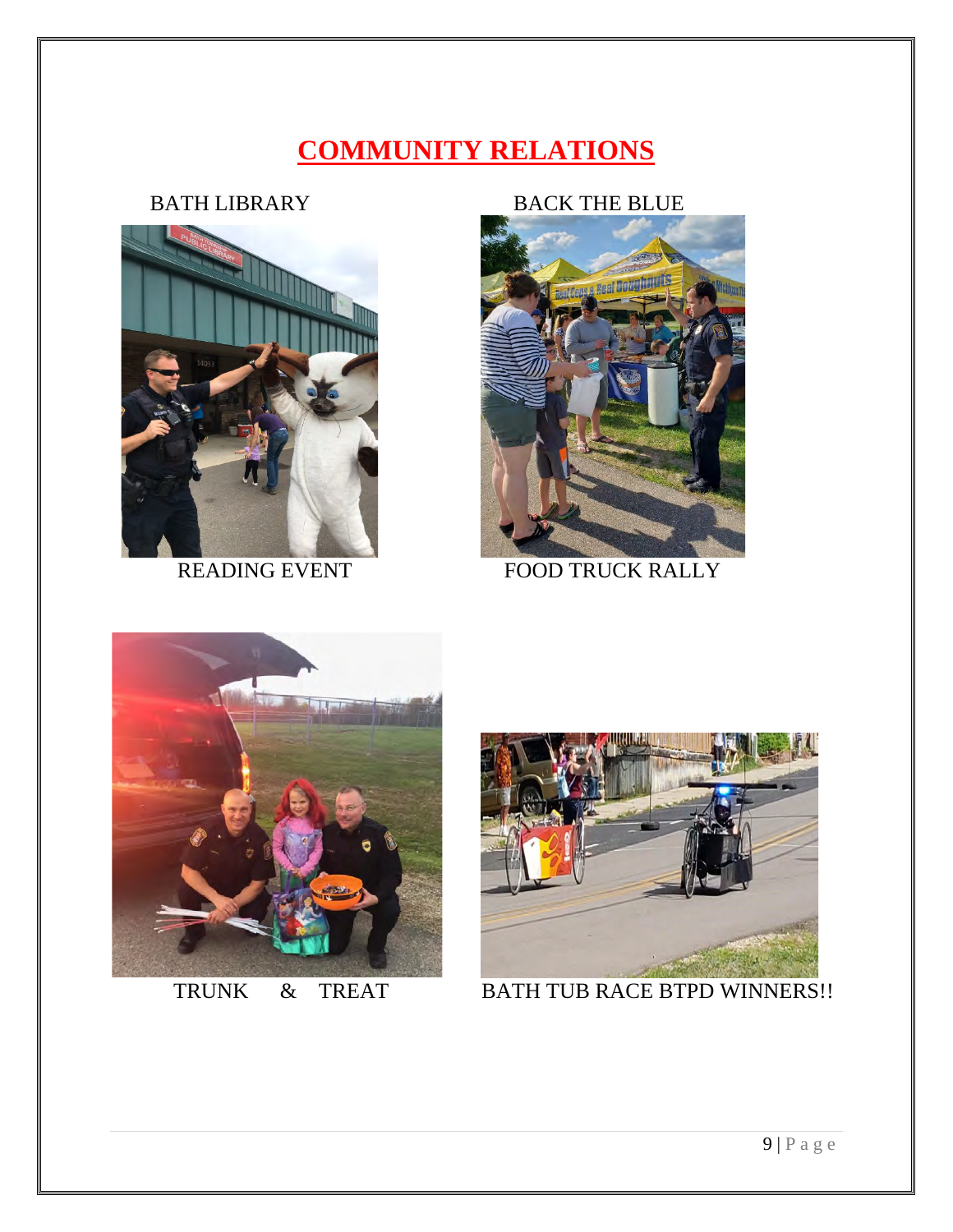# COMMUNITY RELATIONS

BATH LIBRARY

READING EVENT

BACK THE BLUE

FOOD TRUCK RALLY

TRUNK & TREAT

BATH TUB RACE BTPD WINNERS!!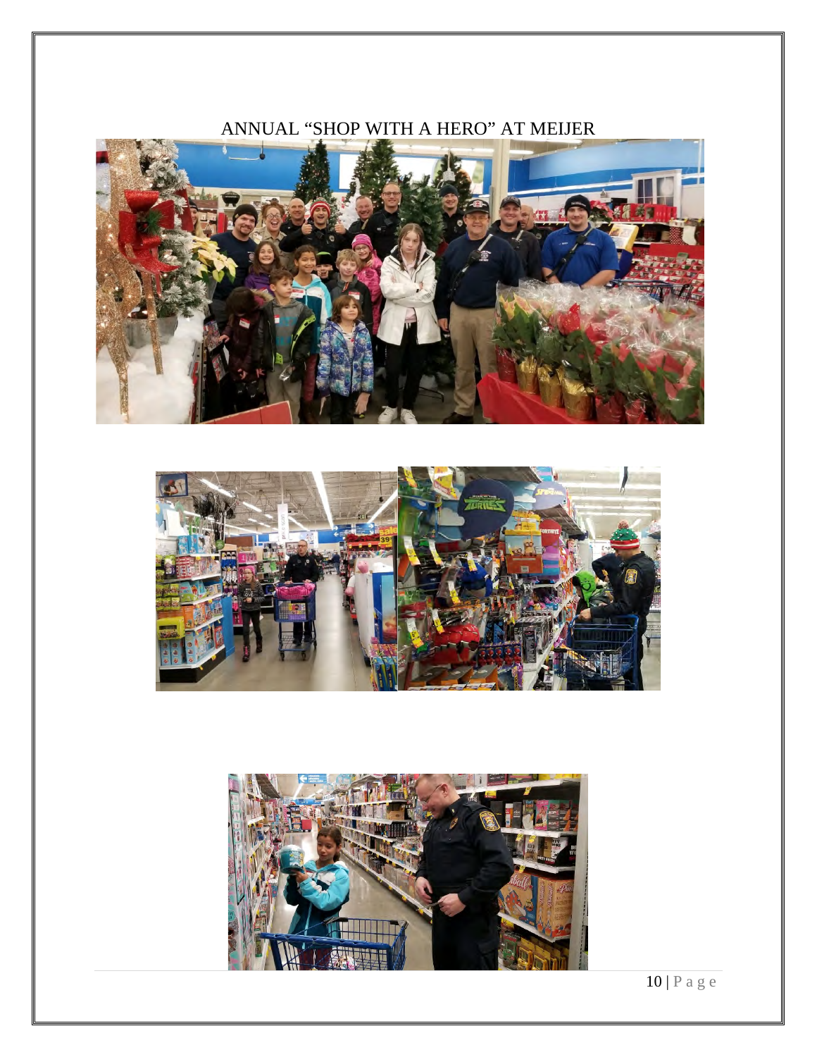ANNUAL "SHOP WITH A HERO" AT MEIJER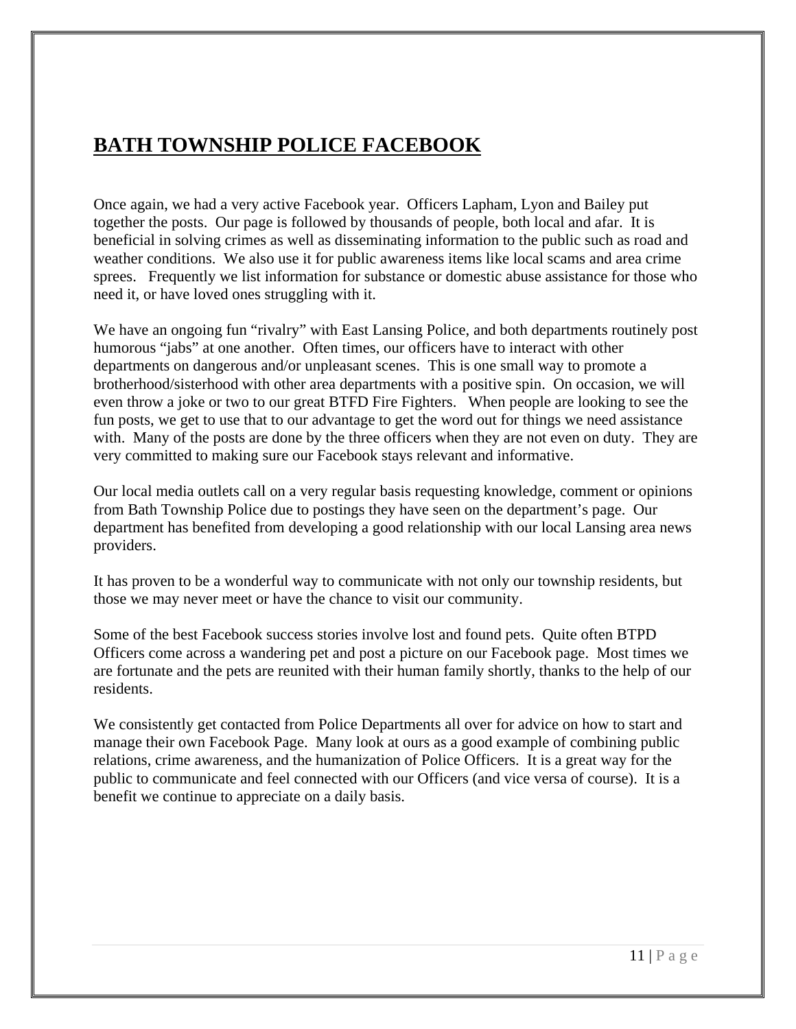# BATH TOWNSHIP POLICE FACEBOOK

Once again, we had a very active Facebook year. Officers Lapham, Lyon and Bailey put together the posts. Our page is followed by thousands of people, both local and afar. It is beneficial in solving crimes as well as disseminating information to the public such as road and weather conditions. We also use it for public awareness items like local scams and area crime sprees. Frequently we list information for substance or domestic abuse assistance for those who need it, or have loved ones struggling with it.

We have an ongoing fun "rivalry" with East Lansing Police, and both departments routinely post humorous "jabs" at one another. Often times, our officers have to interact with other departments on dangerous and/or unpleasant scenes. This is one small way to promote a brotherhood/sisterhood with other area departments with a positive spin. On occasion, we will even throw a joke or two to our great BTFD Fire Fighters. When people are looking to see the fun posts, we get to use that to our advantage to get the word out for things we need assistance with. Many of the posts are done by the three officers when they are not even on duty. They are very committed to making sure our Facebook stays relevant and informative.

Our local media outlets call on a very regular basis requesting knowledge, comment or opinions from Bath Township Police due to postings they have seen on the department's page. Our department has benefited from developing a good relationship with our local Lansing area news providers.

It has proven to be a wonderful way to communicate with not only our township residents, but those we may never meet or have the chance to visit our community.

Some of the best Facebook success stories involve lost and found pets. Quite often BTPD Officers come across a wandering pet and post a picture on our Facebook page. Most times we are fortunate and the pets are reunited with their human family shortly, thanks to the help of our residents.

We consistently get contacted from Police Departments all over for advice on how to start and manage their own Facebook Page. Many look at ours as a good example of combining public relations, crime awareness, and the humanization of Police Officers. It is a great way for the public to communicate and feel connected with our Officers (and vice versa of course). It is a benefit we continue to appreciate on a daily basis.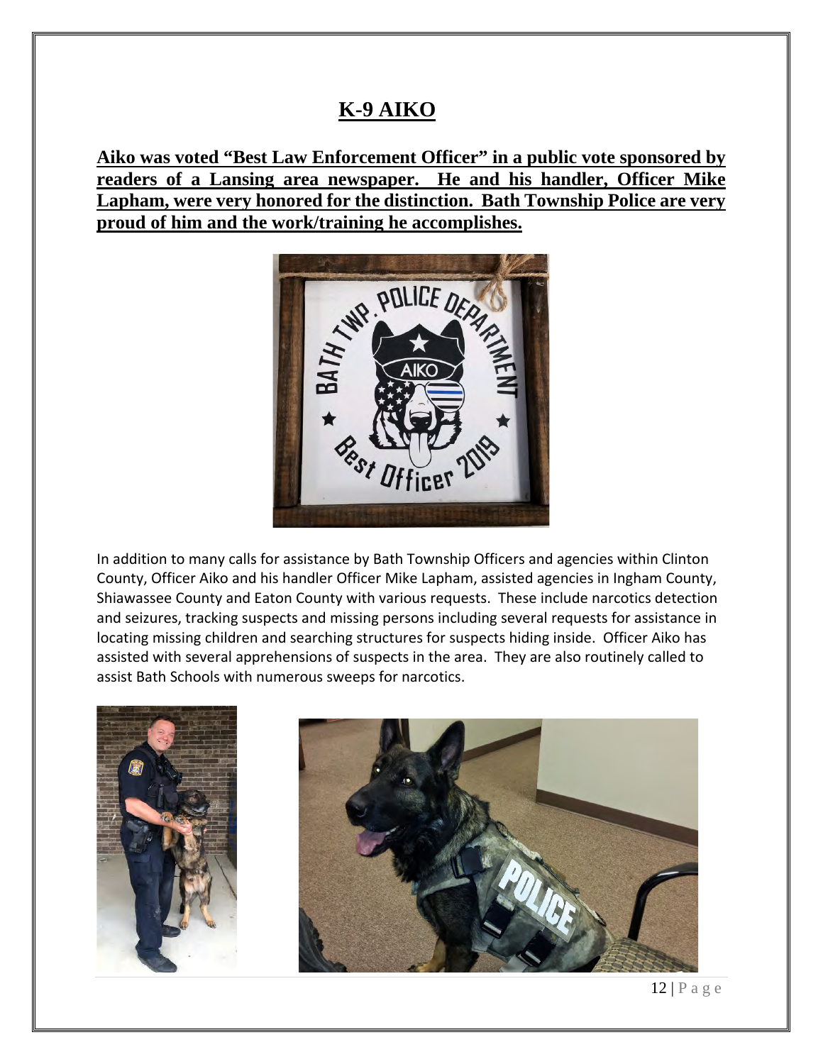# K-9 AIKO

**Aiko was voted "Best Law Enforcement Officer" in a public vote sponsored by readers of a Lansing area newspaper. He and his handler, Officer Mike Lapham, were very honored for the distinction. Bath Township Police are very proud of him and the work/training he accomplishes.**

In addition to many calls for assistance by Bath Township Officers and agencies within Clinton County, Officer Aiko and his handler Officer Mike Lapham, assisted agencies in Ingham County, Shiawassee County and Eaton County with various requests. These include narcotics detection and seizures, tracking suspects and missing persons including several requests for assistance in locating missing children and searching structures for suspects hiding inside. Officer Aiko has assisted with several apprehensions of suspects in the area. They are also routinely called to assist Bath Schools with numerous sweeps for narcotics.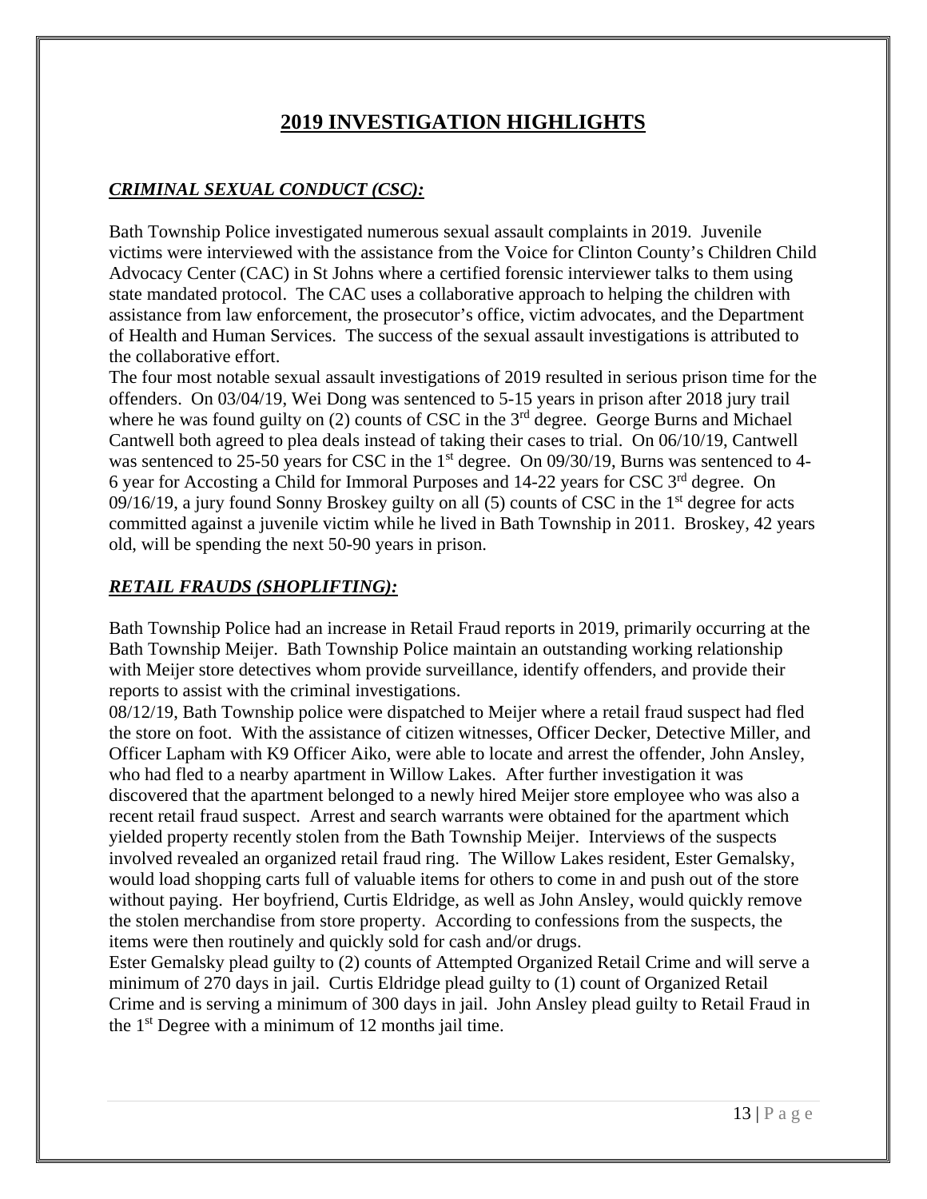# 2019 INVESTIGATION HIGHLIGHTS

## *CRIMINAL SEXUAL CONDUCT (CSC):*

Bath Township Police investigated numerous sexual assault complaints in 2019. Juvenile victims were interviewed with the assistance from the Voice for Clinton County's Children Child Advocacy Center (CAC) in St Johns where a certified forensic interviewer talks to them using state mandated protocol. The CAC uses a collaborative approach to helping the children with assistance from law enforcement, the prosecutor's office, victim advocates, and the Department of Health and Human Services. The success of the sexual assault investigations is attributed to the collaborative effort.

The four most notable sexual assault investigations of 2019 resulted in serious prison time for the offenders. On 03/04/19, Wei Dong was sentenced to 5-15 years in prison after 2018 jury trail where he was found guilty on (2) counts of CSC in the 3rd degree. George Burns and Michael Cantwell both agreed to plea deals instead of taking their cases to trial. On 06/10/19, Cantwell was sentenced to 25-50 years for CSC in the 1st degree. On 09/30/19, Burns was sentenced to 4-6 year for Accosting a Child for Immoral Purposes and 14-22 years for CSC 3rd degree. On 09/16/19, a jury found Sonny Broskey guilty on all (5) counts of CSC in the 1st degree for acts committed against a juvenile victim while he lived in Bath Township in 2011. Broskey, 42 years old, will be spending the next 50-90 years in prison.

## *RETAIL FRAUDS (SHOPLIFTING):*

Bath Township Police had an increase in Retail Fraud reports in 2019, primarily occurring at the Bath Township Meijer. Bath Township Police maintain an outstanding working relationship with Meijer store detectives whom provide surveillance, identify offenders, and provide their reports to assist with the criminal investigations.

08/12/19, Bath Township police were dispatched to Meijer where a retail fraud suspect had fled the store on foot. With the assistance of citizen witnesses, Officer Decker, Detective Miller, and Officer Lapham with K9 Officer Aiko, were able to locate and arrest the offender, John Ansley, who had fled to a nearby apartment in Willow Lakes. After further investigation it was discovered that the apartment belonged to a newly hired Meijer store employee who was also a recent retail fraud suspect. Arrest and search warrants were obtained for the apartment which yielded property recently stolen from the Bath Township Meijer. Interviews of the suspects involved revealed an organized retail fraud ring. The Willow Lakes resident, Ester Gemalsky, would load shopping carts full of valuable items for others to come in and push out of the store without paying. Her boyfriend, Curtis Eldridge, as well as John Ansley, would quickly remove the stolen merchandise from store property. According to confessions from the suspects, the items were then routinely and quickly sold for cash and/or drugs.

Ester Gemalsky plead guilty to (2) counts of Attempted Organized Retail Crime and will serve a minimum of 270 days in jail. Curtis Eldridge plead guilty to (1) count of Organized Retail Crime and is serving a minimum of 300 days in jail. John Ansley plead guilty to Retail Fraud in the 1st Degree with a minimum of 12 months jail time.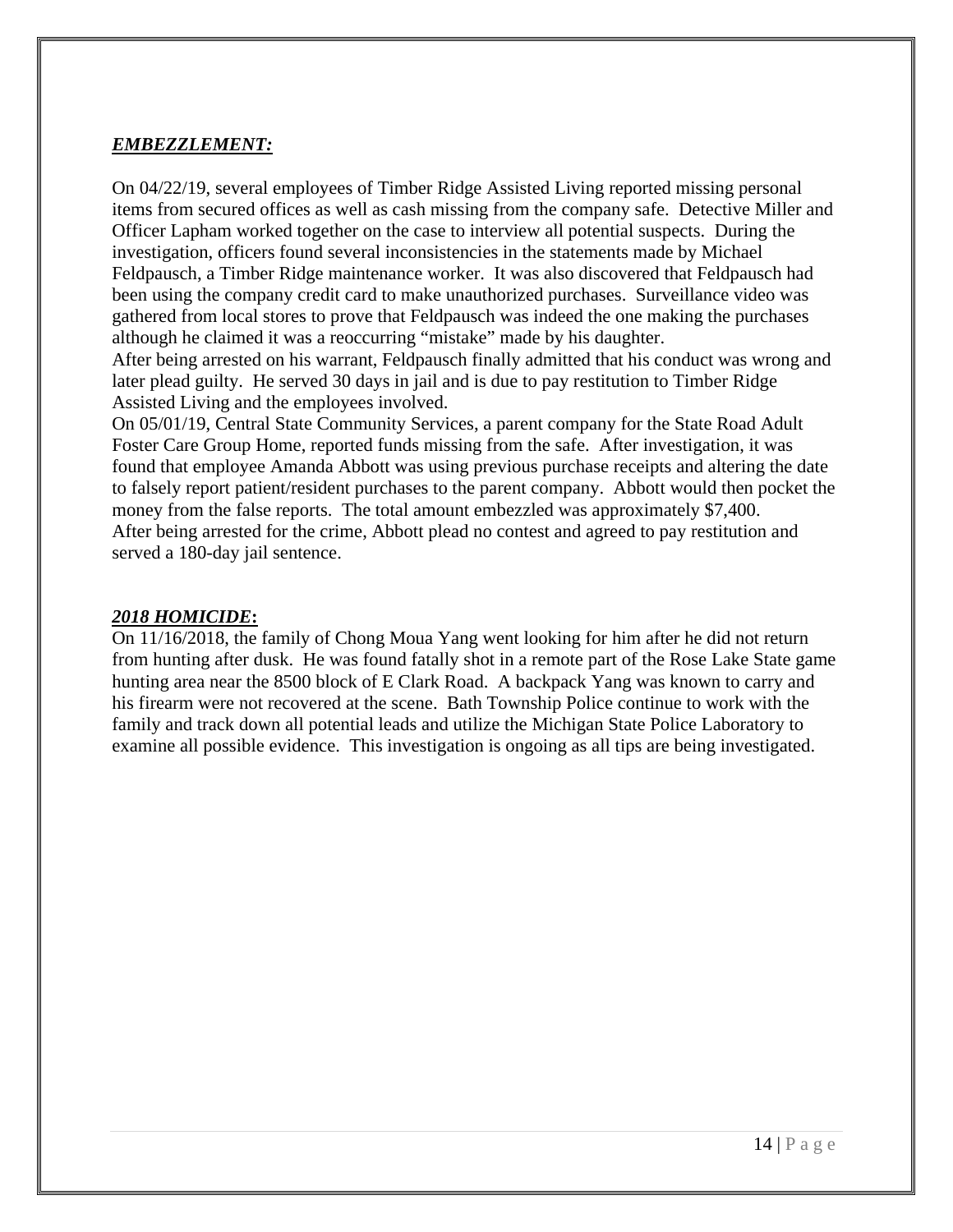***EMBEZZLEMENT:***

On 04/22/19, several employees of Timber Ridge Assisted Living reported missing personal items from secured offices as well as cash missing from the company safe. Detective Miller and Officer Lapham worked together on the case to interview all potential suspects. During the investigation, officers found several inconsistencies in the statements made by Michael Feldpausch, a Timber Ridge maintenance worker. It was also discovered that Feldpausch had been using the company credit card to make unauthorized purchases. Surveillance video was gathered from local stores to prove that Feldpausch was indeed the one making the purchases although he claimed it was a reoccurring "mistake" made by his daughter.

After being arrested on his warrant, Feldpausch finally admitted that his conduct was wrong and later plead guilty. He served 30 days in jail and is due to pay restitution to Timber Ridge Assisted Living and the employees involved.

On 05/01/19, Central State Community Services, a parent company for the State Road Adult Foster Care Group Home, reported funds missing from the safe. After investigation, it was found that employee Amanda Abbott was using previous purchase receipts and altering the date to falsely report patient/resident purchases to the parent company. Abbott would then pocket the money from the false reports. The total amount embezzled was approximately $7,400.

After being arrested for the crime, Abbott plead no contest and agreed to pay restitution and served a 180-day jail sentence.

***2018 HOMICIDE*:**

On 11/16/2018, the family of Chong Moua Yang went looking for him after he did not return from hunting after dusk. He was found fatally shot in a remote part of the Rose Lake State game hunting area near the 8500 block of E Clark Road. A backpack Yang was known to carry and his firearm were not recovered at the scene. Bath Township Police continue to work with the family and track down all potential leads and utilize the Michigan State Police Laboratory to examine all possible evidence. This investigation is ongoing as all tips are being investigated.